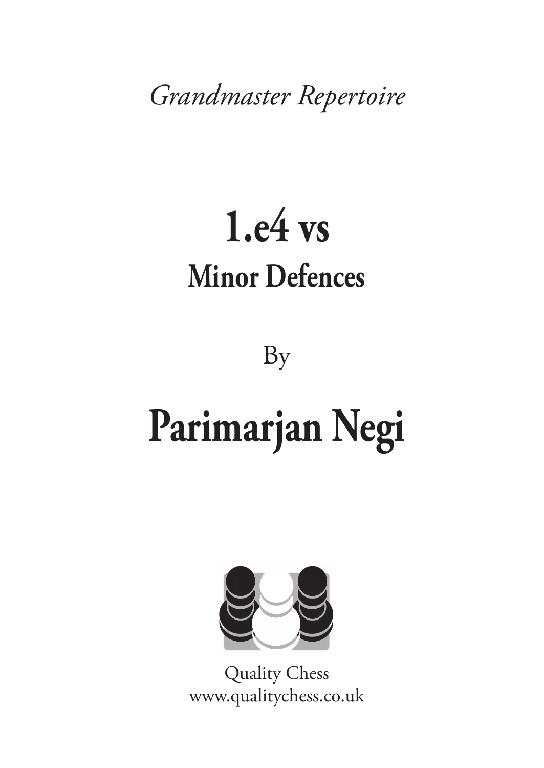*Grandmaster Repertoire*

# 1.e4 vs

## Minor Defences

By

# Parimarjan Negi

Quality Chess
www.qualitychess.co.uk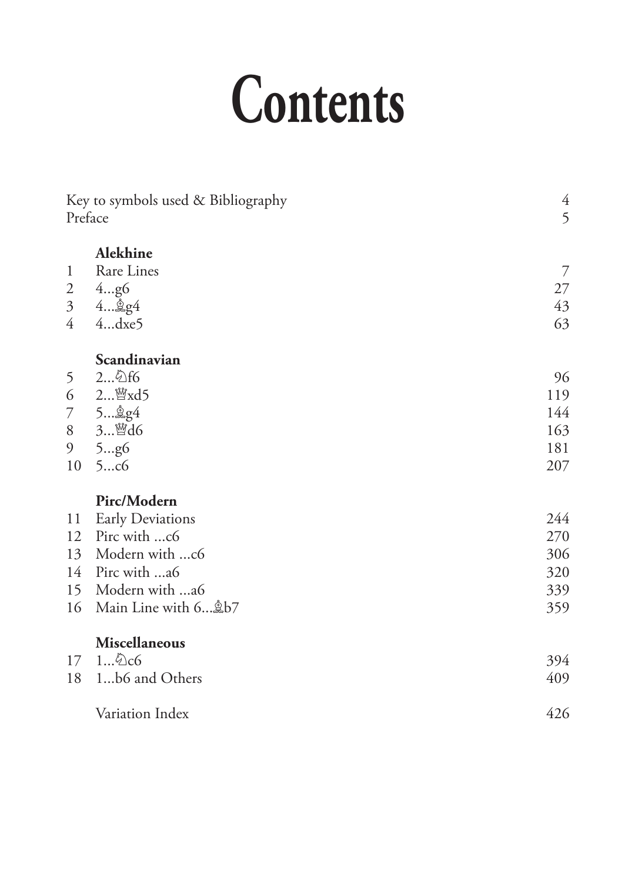# Contents

| | | |
|---|---|---|
| | Key to symbols used & Bibliography | 4 |
| | Preface | 5 |
| | **Alekhine** | |
| 1 | Rare Lines | 7 |
| 2 | 4...g6 | 27 |
| 3 | 4...♗g4 | 43 |
| 4 | 4...dxe5 | 63 |
| | **Scandinavian** | |
| 5 | 2...♘f6 | 96 |
| 6 | 2...♕xd5 | 119 |
| 7 | 5...♗g4 | 144 |
| 8 | 3...♕d6 | 163 |
| 9 | 5...g6 | 181 |
| 10 | 5...c6 | 207 |
| | **Pirc/Modern** | |
| 11 | Early Deviations | 244 |
| 12 | Pirc with ...c6 | 270 |
| 13 | Modern with ...c6 | 306 |
| 14 | Pirc with ...a6 | 320 |
| 15 | Modern with ...a6 | 339 |
| 16 | Main Line with 6...♗b7 | 359 |
| | **Miscellaneous** | |
| 17 | 1...♘c6 | 394 |
| 18 | 1...b6 and Others | 409 |
| | Variation Index | 426 |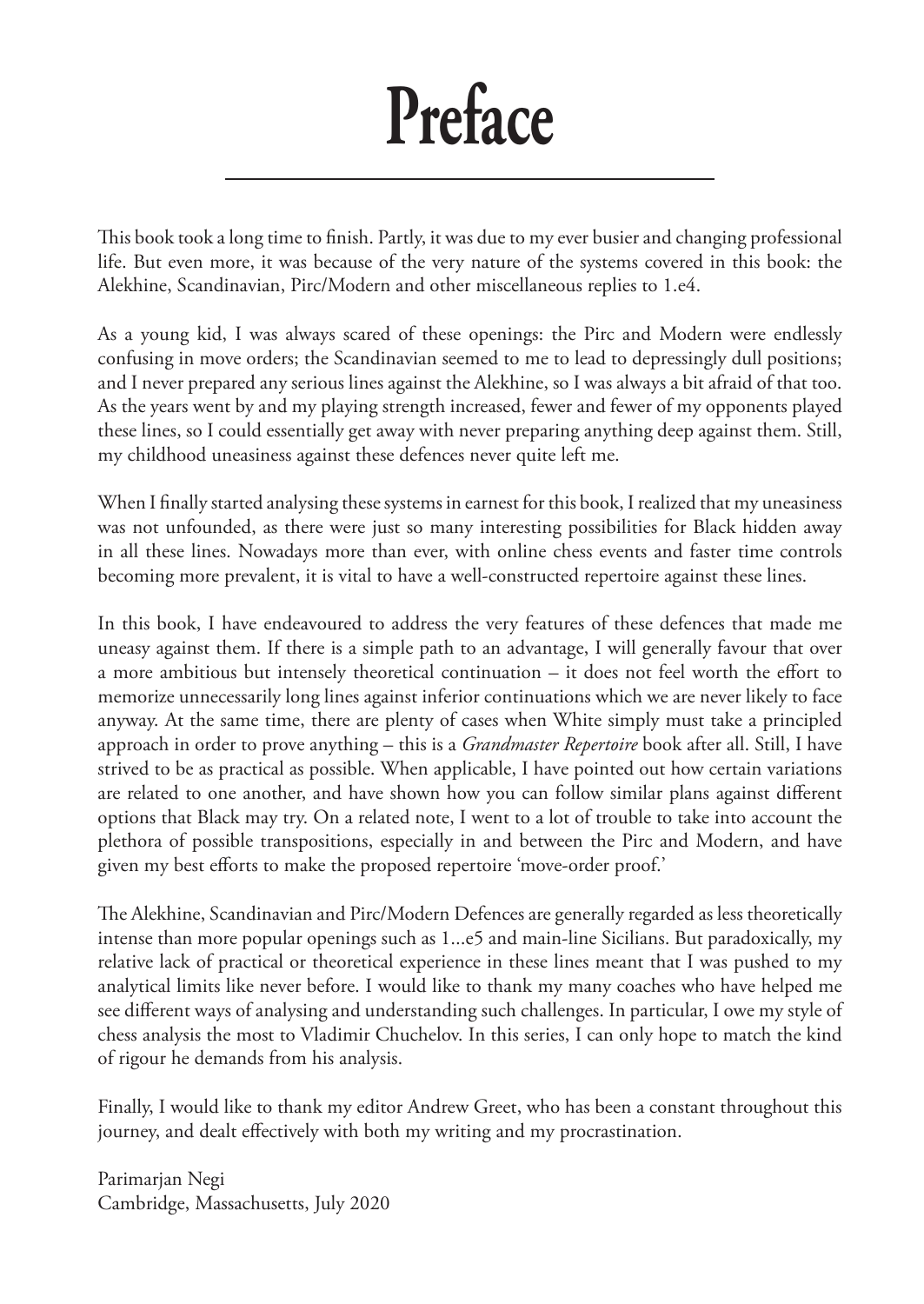# Preface

This book took a long time to finish. Partly, it was due to my ever busier and changing professional life. But even more, it was because of the very nature of the systems covered in this book: the Alekhine, Scandinavian, Pirc/Modern and other miscellaneous replies to 1.e4.

As a young kid, I was always scared of these openings: the Pirc and Modern were endlessly confusing in move orders; the Scandinavian seemed to me to lead to depressingly dull positions; and I never prepared any serious lines against the Alekhine, so I was always a bit afraid of that too. As the years went by and my playing strength increased, fewer and fewer of my opponents played these lines, so I could essentially get away with never preparing anything deep against them. Still, my childhood uneasiness against these defences never quite left me.

When I finally started analysing these systems in earnest for this book, I realized that my uneasiness was not unfounded, as there were just so many interesting possibilities for Black hidden away in all these lines. Nowadays more than ever, with online chess events and faster time controls becoming more prevalent, it is vital to have a well-constructed repertoire against these lines.

In this book, I have endeavoured to address the very features of these defences that made me uneasy against them. If there is a simple path to an advantage, I will generally favour that over a more ambitious but intensely theoretical continuation – it does not feel worth the effort to memorize unnecessarily long lines against inferior continuations which we are never likely to face anyway. At the same time, there are plenty of cases when White simply must take a principled approach in order to prove anything – this is a *Grandmaster Repertoire* book after all. Still, I have strived to be as practical as possible. When applicable, I have pointed out how certain variations are related to one another, and have shown how you can follow similar plans against different options that Black may try. On a related note, I went to a lot of trouble to take into account the plethora of possible transpositions, especially in and between the Pirc and Modern, and have given my best efforts to make the proposed repertoire 'move-order proof.'

The Alekhine, Scandinavian and Pirc/Modern Defences are generally regarded as less theoretically intense than more popular openings such as 1...e5 and main-line Sicilians. But paradoxically, my relative lack of practical or theoretical experience in these lines meant that I was pushed to my analytical limits like never before. I would like to thank my many coaches who have helped me see different ways of analysing and understanding such challenges. In particular, I owe my style of chess analysis the most to Vladimir Chuchelov. In this series, I can only hope to match the kind of rigour he demands from his analysis.

Finally, I would like to thank my editor Andrew Greet, who has been a constant throughout this journey, and dealt effectively with both my writing and my procrastination.

Parimarjan Negi
Cambridge, Massachusetts, July 2020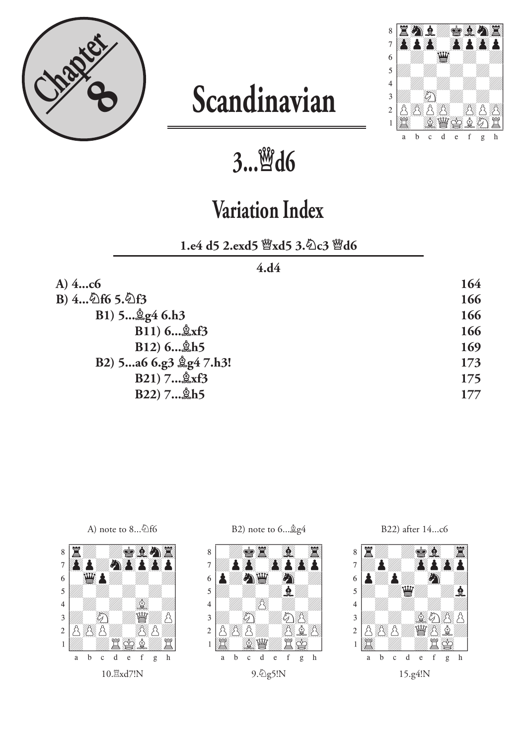Chapter 8

# Scandinavian

## 3...♕d6

## Variation Index

**1.e4 d5 2.exd5 ♕xd5 3.♘c3 ♕d6**

**4.d4**

| | |
|---|---|
| **A) 4...c6** | **164** |
| **B) 4...♘f6 5.♘f3** | **166** |
| **B1) 5...♗g4 6.h3** | **166** |
| **B11) 6...♗xf3** | **166** |
| **B12) 6...♗h5** | **169** |
| **B2) 5...a6 6.g3 ♗g4 7.h3!** | **173** |
| **B21) 7...♗xf3** | **175** |
| **B22) 7...♗h5** | **177** |

A) note to 8...♘f6

10.♖xd7!N

B2) note to 6...♗g4

9.♘g5!N

B22) after 14...c6

15.g4!N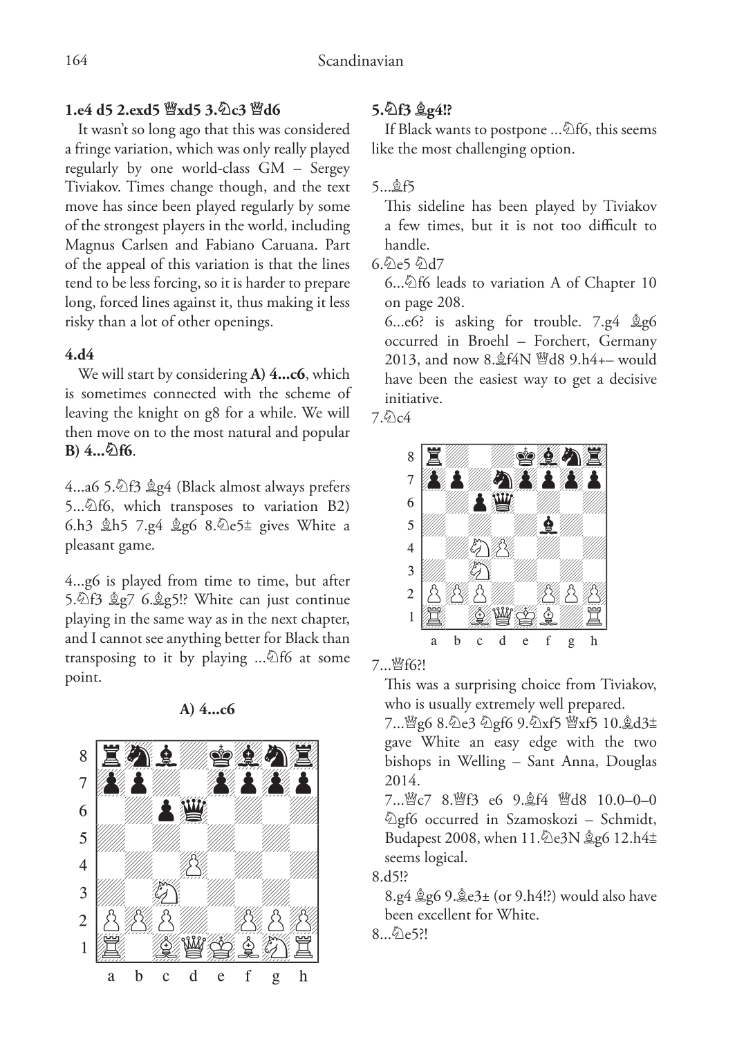**1.e4 d5 2.exd5 ♕xd5 3.♘c3 ♕d6**

It wasn't so long ago that this was considered a fringe variation, which was only really played regularly by one world-class GM – Sergey Tiviakov. Times change though, and the text move has since been played regularly by some of the strongest players in the world, including Magnus Carlsen and Fabiano Caruana. Part of the appeal of this variation is that the lines tend to be less forcing, so it is harder to prepare long, forced lines against it, thus making it less risky than a lot of other openings.

**4.d4**

We will start by considering **A) 4...c6**, which is sometimes connected with the scheme of leaving the knight on g8 for a while. We will then move on to the most natural and popular **B) 4...♘f6**.

4...a6 5.♘f3 ♗g4 (Black almost always prefers 5...♘f6, which transposes to variation B2) 6.h3 ♗h5 7.g4 ♗g6 8.♘e5± gives White a pleasant game.

4...g6 is played from time to time, but after 5.♘f3 ♗g7 6.♗g5!? White can just continue playing in the same way as in the next chapter, and I cannot see anything better for Black than transposing to it by playing ...♘f6 at some point.

**A) 4...c6**

**5.♘f3 ♗g4!?**

If Black wants to postpone ...♘f6, this seems like the most challenging option.

5...♗f5

This sideline has been played by Tiviakov a few times, but it is not too difficult to handle.

6.♘e5 ♘d7

6...♘f6 leads to variation A of Chapter 10 on page 208.

6...e6? is asking for trouble. 7.g4 ♗g6 occurred in Broehl – Forchert, Germany 2013, and now 8.♗f4N ♕d8 9.h4+– would have been the easiest way to get a decisive initiative.

7.♘c4

7...♕f6?!

This was a surprising choice from Tiviakov, who is usually extremely well prepared.

7...♕g6 8.♘e3 ♘gf6 9.♘xf5 ♕xf5 10.♗d3± gave White an easy edge with the two bishops in Welling – Sant Anna, Douglas 2014.

7...♕c7 8.♕f3 e6 9.♗f4 ♕d8 10.0–0–0 ♘gf6 occurred in Szamoskozi – Schmidt, Budapest 2008, when 11.♘e3N ♗g6 12.h4± seems logical.

8.d5!?

8.g4 ♗g6 9.♗e3± (or 9.h4!?) would also have been excellent for White.

8...♘e5?!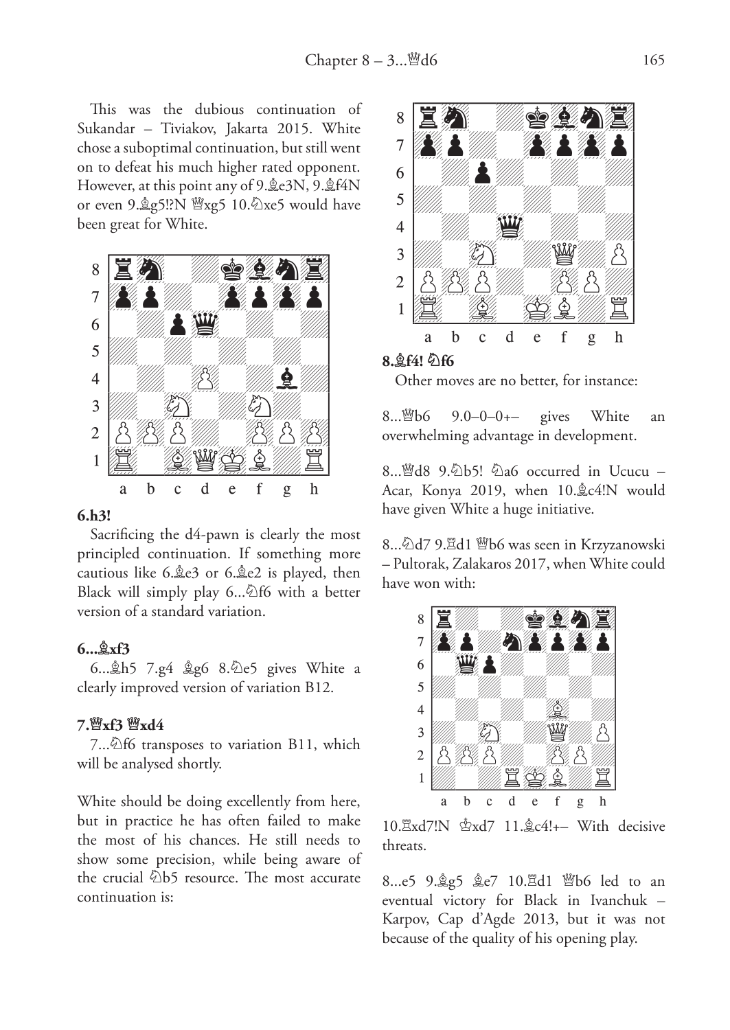This was the dubious continuation of Sukandar – Tiviakov, Jakarta 2015. White chose a suboptimal continuation, but still went on to defeat his much higher rated opponent. However, at this point any of 9.♗e3N, 9.♗f4N or even 9.♗g5!?N ♕xg5 10.♘xe5 would have been great for White.

**6.h3!**

Sacrificing the d4-pawn is clearly the most principled continuation. If something more cautious like 6.♗e3 or 6.♗e2 is played, then Black will simply play 6...♘f6 with a better version of a standard variation.

**6...♗xf3**

6...♗h5 7.g4 ♗g6 8.♘e5 gives White a clearly improved version of variation B12.

**7.♕xf3 ♕xd4**

7...♘f6 transposes to variation B11, which will be analysed shortly.

White should be doing excellently from here, but in practice he has often failed to make the most of his chances. He still needs to show some precision, while being aware of the crucial ♘b5 resource. The most accurate continuation is:

**8.♗f4! ♘f6**

Other moves are no better, for instance:

8...♕b6 9.0–0–0+– gives White an overwhelming advantage in development.

8...♕d8 9.♘b5! ♘a6 occurred in Ucucu – Acar, Konya 2019, when 10.♗c4!N would have given White a huge initiative.

8...♘d7 9.♖d1 ♕b6 was seen in Krzyzanowski – Pultorak, Zalakaros 2017, when White could have won with:

10.♖xd7!N ♔xd7 11.♗c4!+– With decisive threats.

8...e5 9.♗g5 ♗e7 10.♖d1 ♕b6 led to an eventual victory for Black in Ivanchuk – Karpov, Cap d'Agde 2013, but it was not because of the quality of his opening play.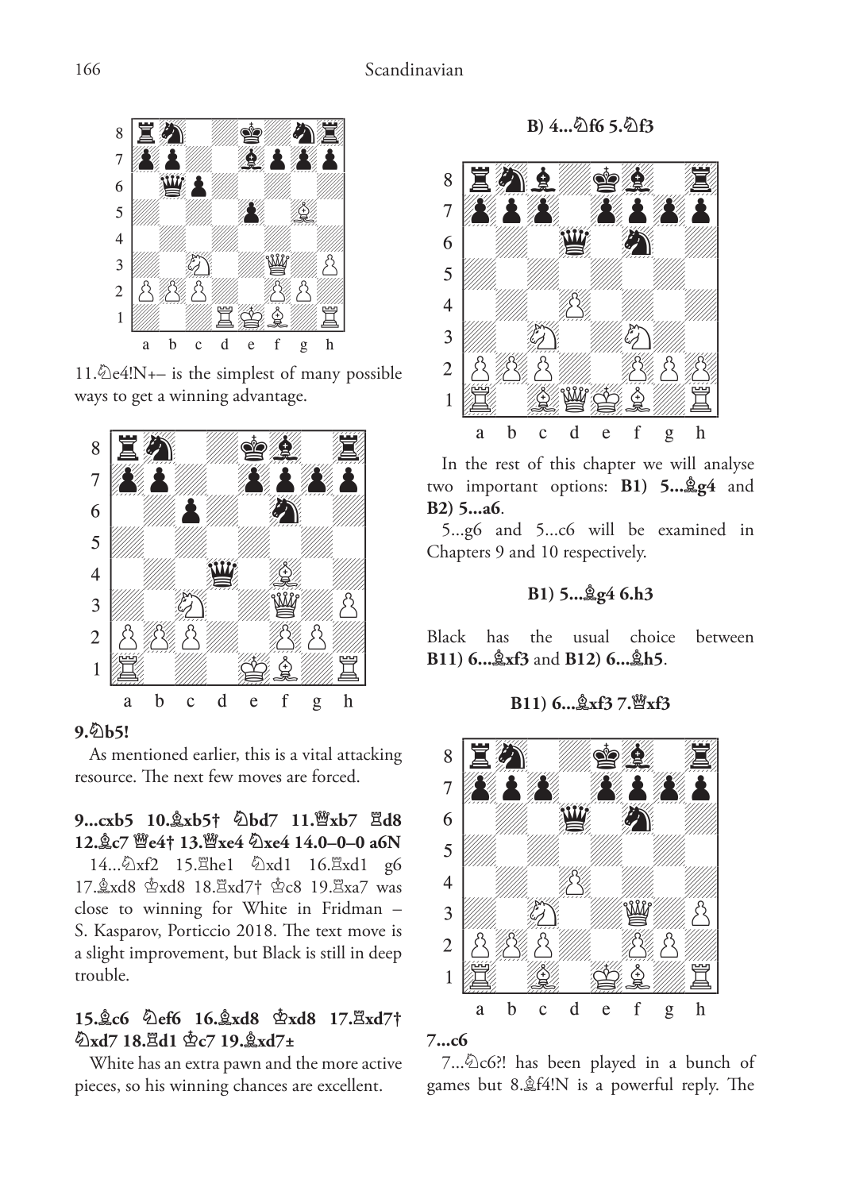11.♘e4!N+– is the simplest of many possible ways to get a winning advantage.

**9.♘b5!**

As mentioned earlier, this is a vital attacking resource. The next few moves are forced.

**9...cxb5 10.♗xb5† ♘bd7 11.♕xb7 ♖d8 12.♗c7 ♕e4† 13.♕xe4 ♘xe4 14.0–0–0 a6N**

14...♘xf2 15.♖he1 ♘xd1 16.♖xd1 g6 17.♗xd8 ♔xd8 18.♖xd7† ♔c8 19.♖xa7 was close to winning for White in Fridman – S. Kasparov, Porticcio 2018. The text move is a slight improvement, but Black is still in deep trouble.

**15.♗c6 ♘ef6 16.♗xd8 ♔xd8 17.♖xd7† ♘xd7 18.♖d1 ♔c7 19.♗xd7±**

White has an extra pawn and the more active pieces, so his winning chances are excellent.

### B) 4...♘f6 5.♘f3

In the rest of this chapter we will analyse two important options: **B1) 5...♗g4** and **B2) 5...a6**.

5...g6 and 5...c6 will be examined in Chapters 9 and 10 respectively.

### B1) 5...♗g4 6.h3

Black has the usual choice between **B11) 6...♗xf3** and **B12) 6...♗h5**.

### B11) 6...♗xf3 7.♕xf3

**7...c6**

7...♘c6?! has been played in a bunch of games but 8.♗f4!N is a powerful reply. The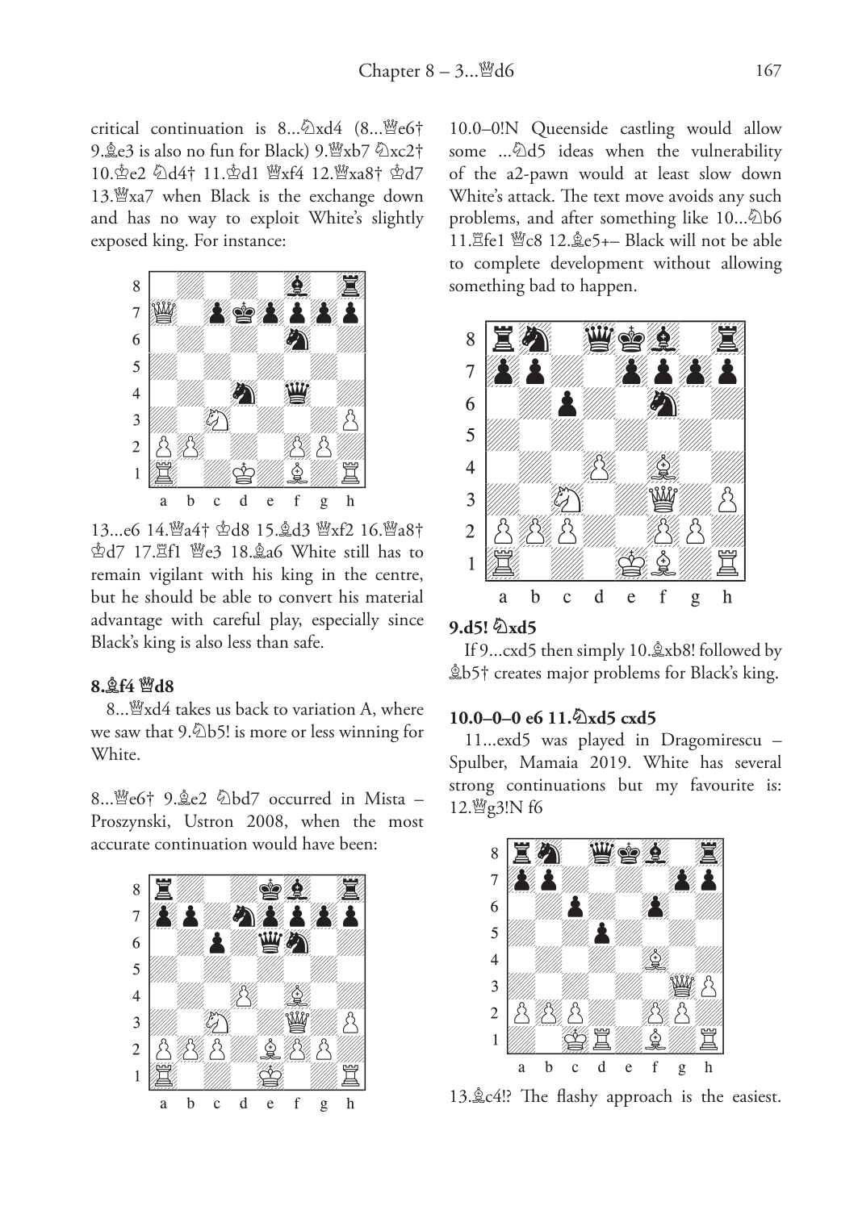critical continuation is 8...♘xd4 (8...♕e6† 9.♗e3 is also no fun for Black) 9.♕xb7 ♘xc2† 10.♔e2 ♘d4† 11.♔d1 ♕xf4 12.♕xa8† ♔d7 13.♕xa7 when Black is the exchange down and has no way to exploit White's slightly exposed king. For instance:

13...e6 14.♕a4† ♔d8 15.♗d3 ♕xf2 16.♕a8† ♔d7 17.♖f1 ♕e3 18.♗a6 White still has to remain vigilant with his king in the centre, but he should be able to convert his material advantage with careful play, especially since Black's king is also less than safe.

**8.♗f4 ♕d8**

8...♕xd4 takes us back to variation A, where we saw that 9.♘b5! is more or less winning for White.

8...♕e6† 9.♗e2 ♘bd7 occurred in Mista – Proszynski, Ustron 2008, when the most accurate continuation would have been:

10.0–0!N Queenside castling would allow some ...♘d5 ideas when the vulnerability of the a2-pawn would at least slow down White's attack. The text move avoids any such problems, and after something like 10...♘b6 11.♖fe1 ♕c8 12.♗e5+– Black will not be able to complete development without allowing something bad to happen.

**9.d5! ♘xd5**

If 9...cxd5 then simply 10.♗xb8! followed by ♗b5† creates major problems for Black's king.

**10.0–0–0 e6 11.♘xd5 cxd5**

11...exd5 was played in Dragomirescu – Spulber, Mamaia 2019. White has several strong continuations but my favourite is: 12.♕g3!N f6

13.♗c4!? The flashy approach is the easiest.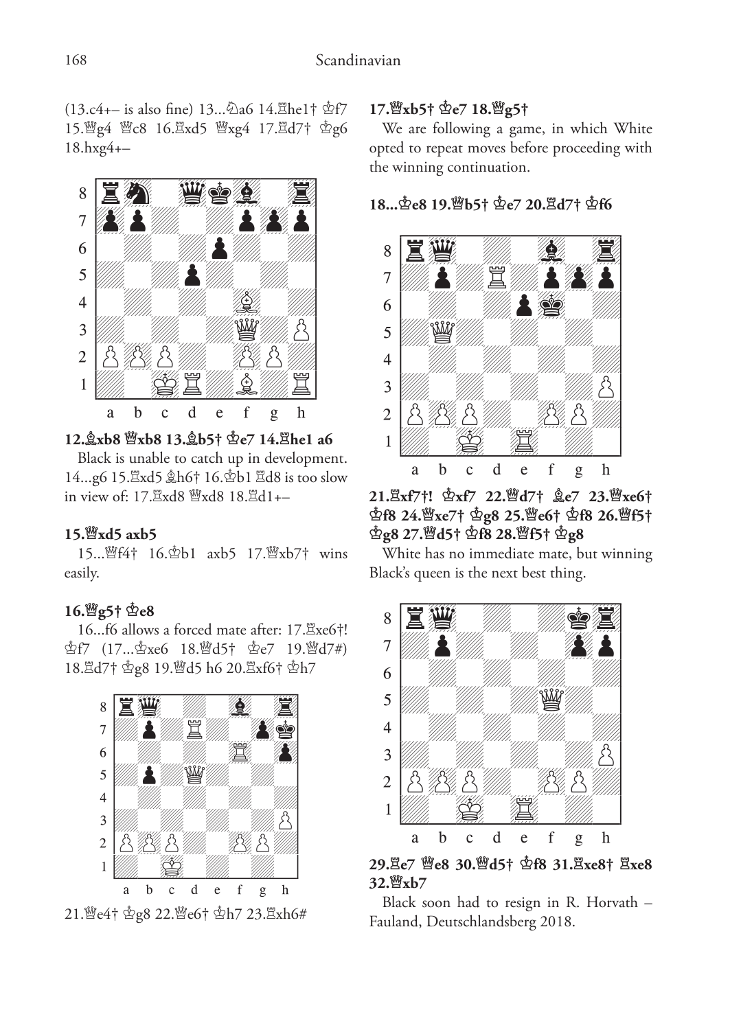(13.c4+– is also fine) 13...♘a6 14.♖he1† ♔f7 15.♕g4 ♕c8 16.♖xd5 ♕xg4 17.♖d7† ♔g6 18.hxg4+–

**12.♗xb8 ♕xb8 13.♗b5† ♔e7 14.♖he1 a6**

Black is unable to catch up in development. 14...g6 15.♖xd5 ♗h6† 16.♔b1 ♖d8 is too slow in view of: 17.♖xd8 ♕xd8 18.♖d1+–

**15.♕xd5 axb5**

15...♕f4† 16.♔b1 axb5 17.♕xb7† wins easily.

**16.♕g5† ♔e8**

16...f6 allows a forced mate after: 17.♖xe6†! ♔f7 (17...♔xe6 18.♕d5† ♔e7 19.♕d7#) 18.♖d7† ♔g8 19.♕d5 h6 20.♖xf6† ♔h7

21.♕e4† ♔g8 22.♕e6† ♔h7 23.♖xh6#

**17.♕xb5† ♔e7 18.♕g5†**

We are following a game, in which White opted to repeat moves before proceeding with the winning continuation.

**18...♔e8 19.♕b5† ♔e7 20.♖d7† ♔f6**

**21.♖xf7†! ♔xf7 22.♕d7† ♗e7 23.♕xe6† ♔f8 24.♕xe7† ♔g8 25.♕e6† ♔f8 26.♕f5† ♔g8 27.♕d5† ♔f8 28.♕f5† ♔g8**

White has no immediate mate, but winning Black's queen is the next best thing.

**29.♖e7 ♕e8 30.♕d5† ♔f8 31.♖xe8† ♖xe8 32.♕xb7**

Black soon had to resign in R. Horvath – Fauland, Deutschlandsberg 2018.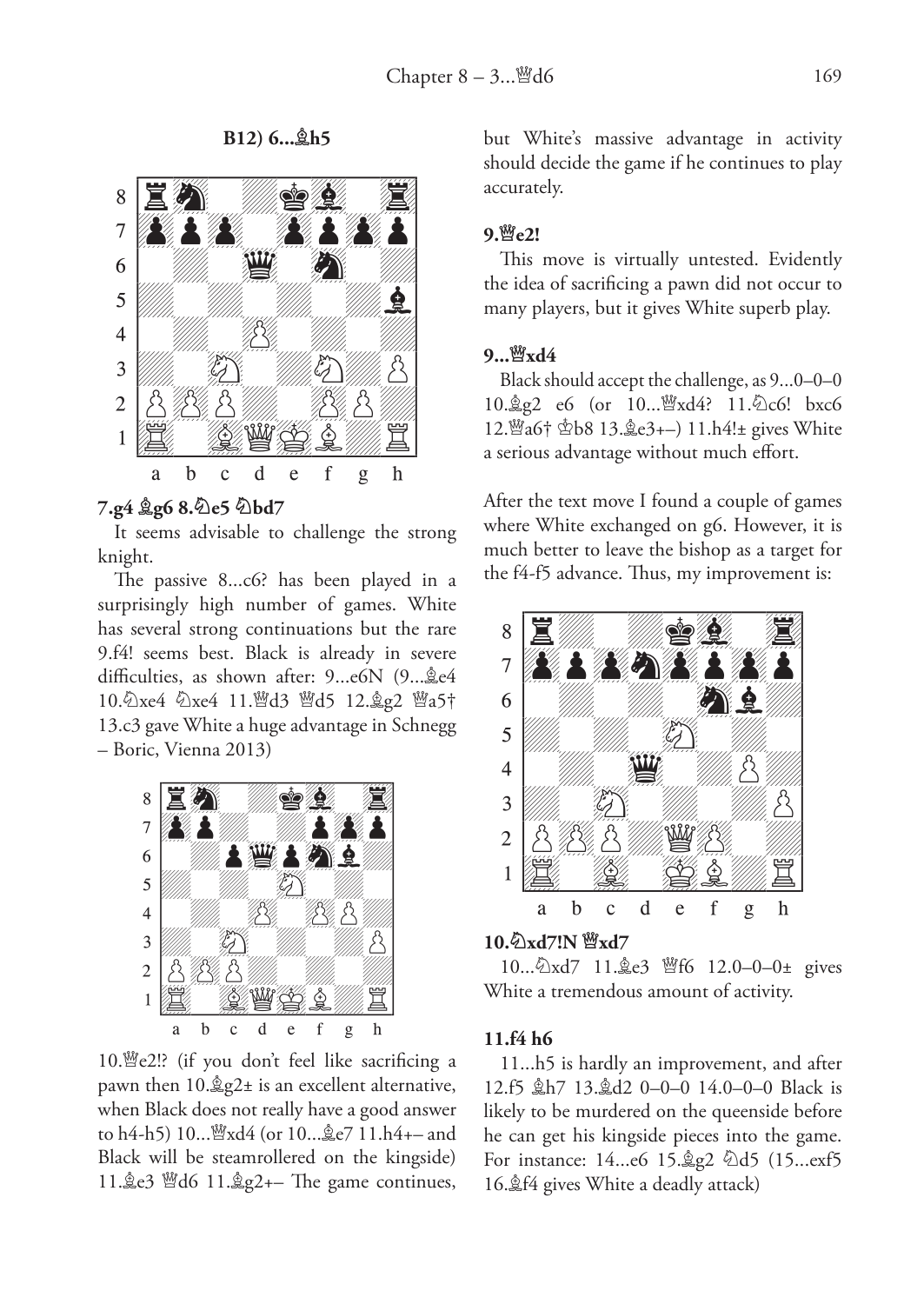### B12) 6...♗h5

**7.g4 ♗g6 8.♘e5 ♘bd7**

It seems advisable to challenge the strong knight.

The passive 8...c6? has been played in a surprisingly high number of games. White has several strong continuations but the rare 9.f4! seems best. Black is already in severe difficulties, as shown after: 9...e6N (9...♗e4 10.♘xe4 ♘xe4 11.♕d3 ♕d5 12.♗g2 ♕a5† 13.c3 gave White a huge advantage in Schnegg – Boric, Vienna 2013)

10.♕e2!? (if you don't feel like sacrificing a pawn then 10.♗g2± is an excellent alternative, when Black does not really have a good answer to h4-h5) 10...♕xd4 (or 10...♗e7 11.h4+– and Black will be steamrollered on the kingside) 11.♗e3 ♕d6 11.♗g2+– The game continues, but White's massive advantage in activity should decide the game if he continues to play accurately.

**9.♕e2!**

This move is virtually untested. Evidently the idea of sacrificing a pawn did not occur to many players, but it gives White superb play.

**9...♕xd4**

Black should accept the challenge, as 9...0–0–0 10.♗g2 e6 (or 10...♕xd4? 11.♘c6! bxc6 12.♕a6† ♔b8 13.♗e3+–) 11.h4!± gives White a serious advantage without much effort.

After the text move I found a couple of games where White exchanged on g6. However, it is much better to leave the bishop as a target for the f4-f5 advance. Thus, my improvement is:

**10.♘xd7!N ♕xd7**

10...♘xd7 11.♗e3 ♕f6 12.0–0–0± gives White a tremendous amount of activity.

**11.f4 h6**

11...h5 is hardly an improvement, and after 12.f5 ♗h7 13.♗d2 0–0–0 14.0–0–0 Black is likely to be murdered on the queenside before he can get his kingside pieces into the game. For instance: 14...e6 15.♗g2 ♘d5 (15...exf5 16.♗f4 gives White a deadly attack)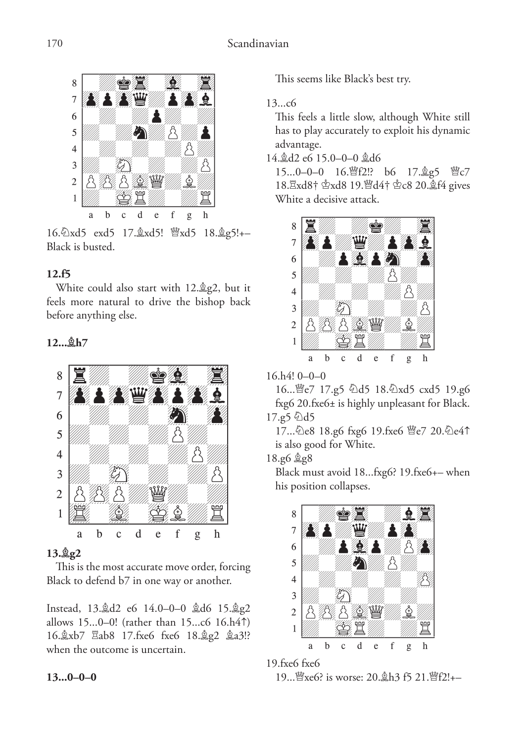16.♘xd5 exd5 17.♗xd5! ♕xd5 18.♗g5!+– Black is busted.

**12.f5**

White could also start with 12.♗g2, but it feels more natural to drive the bishop back before anything else.

**12...♗h7**

**13.♗g2**

This is the most accurate move order, forcing Black to defend b7 in one way or another.

Instead, 13.♗d2 e6 14.0–0–0 ♗d6 15.♗g2 allows 15...0–0! (rather than 15...c6 16.h4↑) 16.♗xb7 ♖ab8 17.fxe6 fxe6 18.♗g2 ♗a3!? when the outcome is uncertain.

**13...0–0–0**

This seems like Black's best try.

13...c6

This feels a little slow, although White still has to play accurately to exploit his dynamic advantage.

14.♗d2 e6 15.0–0–0 ♗d6

15...0–0–0 16.♕f2!? b6 17.♗g5 ♕c7 18.♖xd8† ♔xd8 19.♕d4† ♔c8 20.♗f4 gives White a decisive attack.

16.h4! 0–0–0

16...♕e7 17.g5 ♘d5 18.♘xd5 cxd5 19.g6 fxg6 20.fxe6± is highly unpleasant for Black.

17.g5 ♘d5

17...♘e8 18.g6 fxg6 19.fxe6 ♕e7 20.♘e4↑ is also good for White.

18.g6 ♗g8

Black must avoid 18...fxg6? 19.fxe6+– when his position collapses.

19.fxe6 fxe6

19...♕xe6? is worse: 20.♗h3 f5 21.♕f2!+–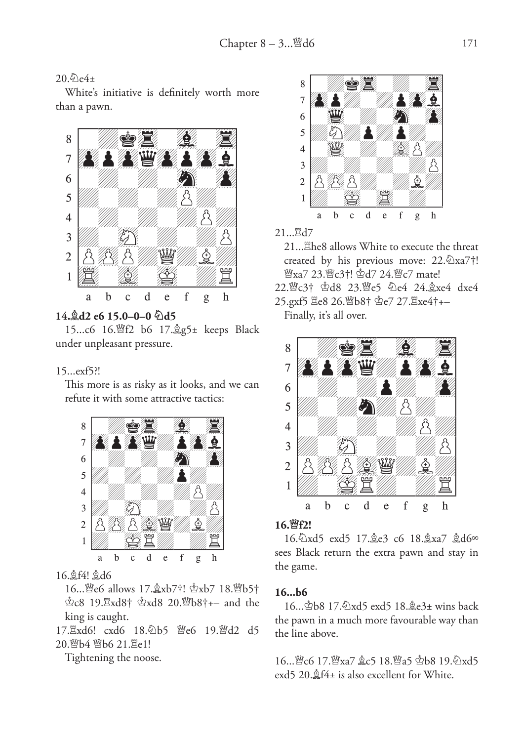20.♘e4±

White's initiative is definitely worth more than a pawn.

**14.♗d2 e6 15.0–0–0 ♘d5**

15...c6 16.♕f2 b6 17.♗g5± keeps Black under unpleasant pressure.

15...exf5?!

This more is as risky as it looks, and we can refute it with some attractive tactics:

16.♗f4! ♗d6

16...♕e6 allows 17.♗xb7†! ♔xb7 18.♕b5† ♔c8 19.♖xd8† ♔xd8 20.♕b8†+– and the king is caught.

17.♖xd6! cxd6 18.♘b5 ♕e6 19.♕d2 d5 20.♕b4 ♕b6 21.♖e1!

Tightening the noose.

21...♖d7

21...♖he8 allows White to execute the threat created by his previous move: 22.♘xa7†! ♕xa7 23.♕c3†! ♔d7 24.♕c7 mate!

22.♕c3† ♔d8 23.♕e5 ♘e4 24.♗xe4 dxe4 25.gxf5 ♖e8 26.♕b8† ♔e7 27.♖xe4†+–

Finally, it's all over.

**16.♕f2!**

16.♘xd5 exd5 17.♗e3 c6 18.♗xa7 ♗d6∞ sees Black return the extra pawn and stay in the game.

**16...b6**

16...♔b8 17.♘xd5 exd5 18.♗e3± wins back the pawn in a much more favourable way than the line above.

16...♕c6 17.♕xa7 ♗c5 18.♕a5 ♔b8 19.♘xd5 exd5 20.♗f4± is also excellent for White.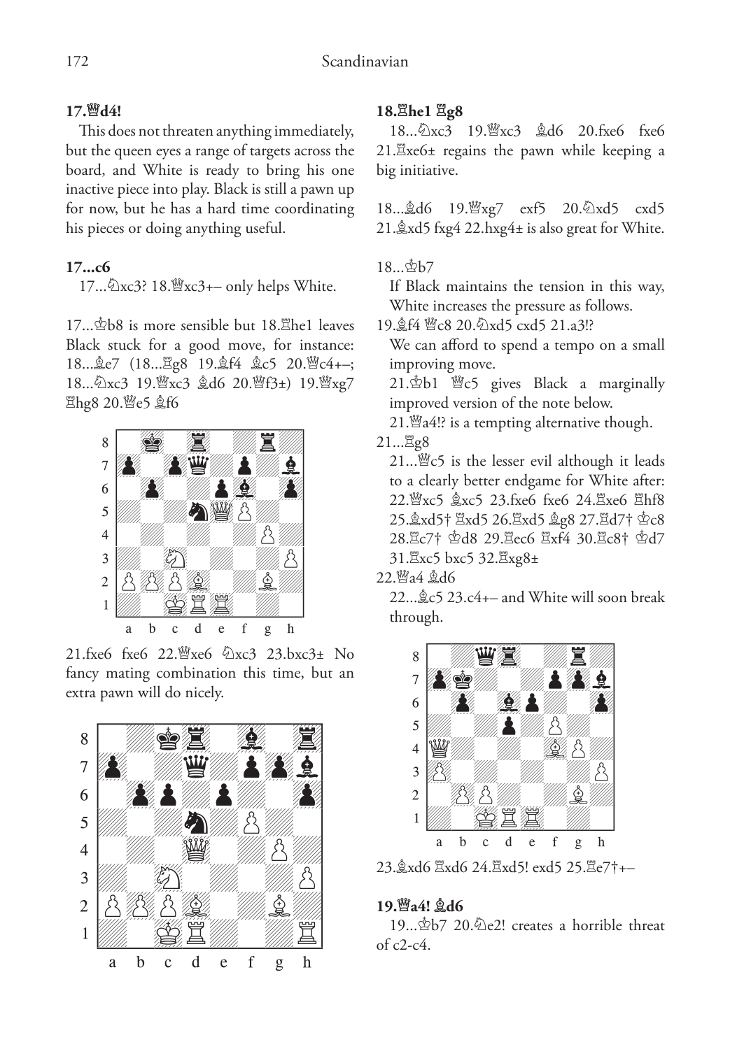**17.♕d4!**

This does not threaten anything immediately, but the queen eyes a range of targets across the board, and White is ready to bring his one inactive piece into play. Black is still a pawn up for now, but he has a hard time coordinating his pieces or doing anything useful.

**17...c6**

17...♘xc3? 18.♕xc3+– only helps White.

17...♔b8 is more sensible but 18.♖he1 leaves Black stuck for a good move, for instance: 18...♗e7 (18...♖g8 19.♗f4 ♗c5 20.♕c4+–; 18...♘xc3 19.♕xc3 ♗d6 20.♕f3±) 19.♕xg7 ♖hg8 20.♕e5 ♗f6

21.fxe6 fxe6 22.♕xe6 ♘xc3 23.bxc3± No fancy mating combination this time, but an extra pawn will do nicely.

**18.♖he1 ♖g8**

18...♘xc3 19.♕xc3 ♗d6 20.fxe6 fxe6 21.♖xe6± regains the pawn while keeping a big initiative.

18...♗d6 19.♕xg7 exf5 20.♘xd5 cxd5 21.♗xd5 fxg4 22.hxg4± is also great for White.

18...♔b7

If Black maintains the tension in this way, White increases the pressure as follows.

19.♗f4 ♕c8 20.♘xd5 cxd5 21.a3!?

We can afford to spend a tempo on a small improving move.

21.♔b1 ♕c5 gives Black a marginally improved version of the note below.

21.♕a4!? is a tempting alternative though.

21...♖g8

21...♕c5 is the lesser evil although it leads to a clearly better endgame for White after: 22.♕xc5 ♗xc5 23.fxe6 fxe6 24.♖xe6 ♖hf8 25.♗xd5† ♖xd5 26.♖xd5 ♗g8 27.♖d7† ♔c8 28.♖c7† ♔d8 29.♖ec6 ♖xf4 30.♖c8† ♔d7 31.♖xc5 bxc5 32.♖xg8±

22.♕a4 ♗d6

22...♗c5 23.c4+– and White will soon break through.

23.♗xd6 ♖xd6 24.♖xd5! exd5 25.♖e7†+–

**19.♕a4! ♗d6**

19...♔b7 20.♘e2! creates a horrible threat of c2-c4.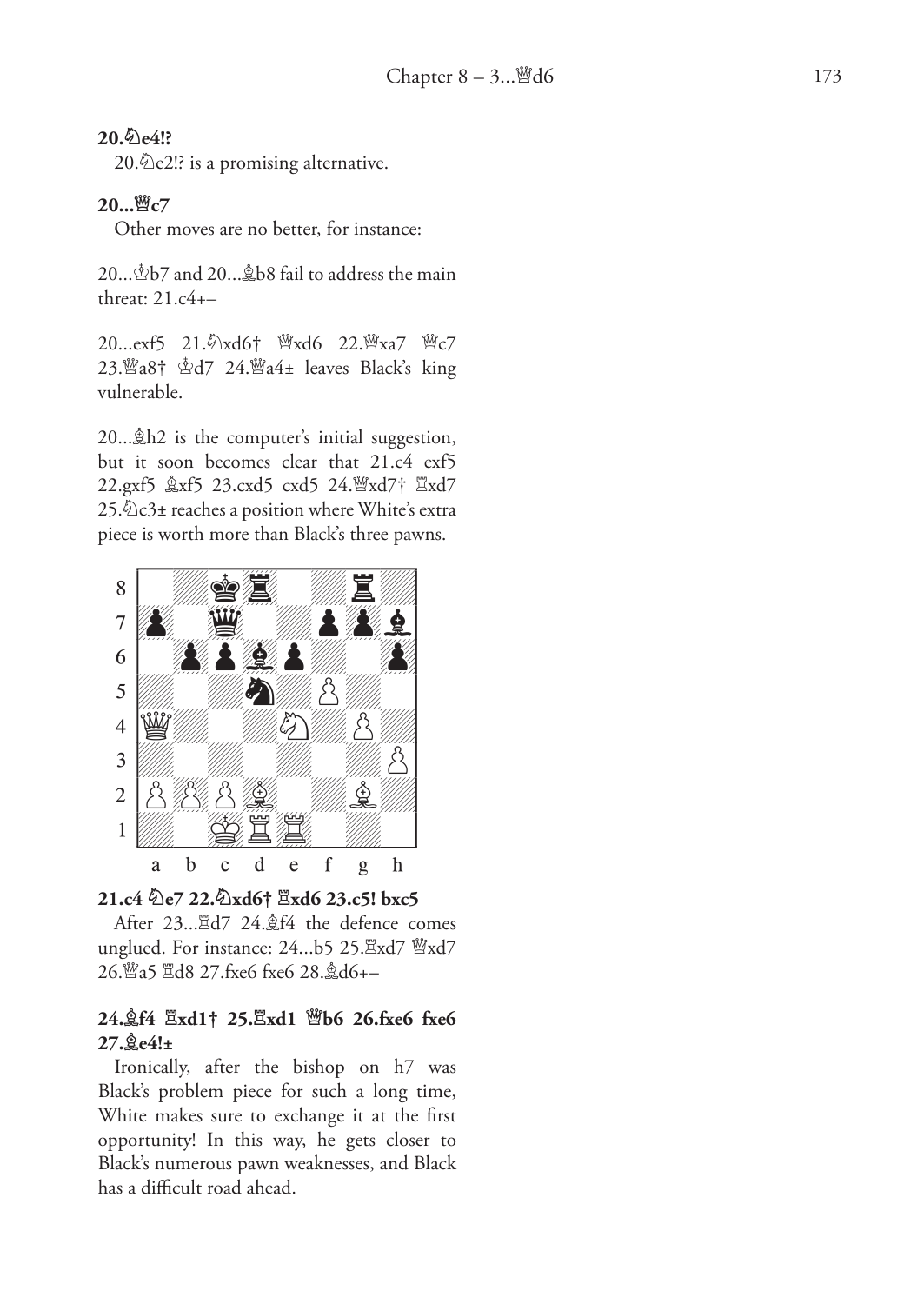**20.♘e4!?**

20.♘e2!? is a promising alternative.

**20...♕c7**

Other moves are no better, for instance:

20...♔b7 and 20...♗b8 fail to address the main threat: 21.c4+–

20...exf5 21.♘xd6† ♕xd6 22.♕xa7 ♕c7 23.♕a8† ♔d7 24.♕a4± leaves Black's king vulnerable.

20...♗h2 is the computer's initial suggestion, but it soon becomes clear that 21.c4 exf5 22.gxf5 ♗xf5 23.cxd5 cxd5 24.♕xd7† ♖xd7 25.♘c3± reaches a position where White's extra piece is worth more than Black's three pawns.

**21.c4 ♘e7 22.♘xd6† ♖xd6 23.c5! bxc5**

After 23...♖d7 24.♗f4 the defence comes unglued. For instance: 24...b5 25.♖xd7 ♕xd7 26.♕a5 ♖d8 27.fxe6 fxe6 28.♗d6+–

**24.♗f4 ♖xd1† 25.♖xd1 ♕b6 26.fxe6 fxe6 27.♗e4!±**

Ironically, after the bishop on h7 was Black's problem piece for such a long time, White makes sure to exchange it at the first opportunity! In this way, he gets closer to Black's numerous pawn weaknesses, and Black has a difficult road ahead.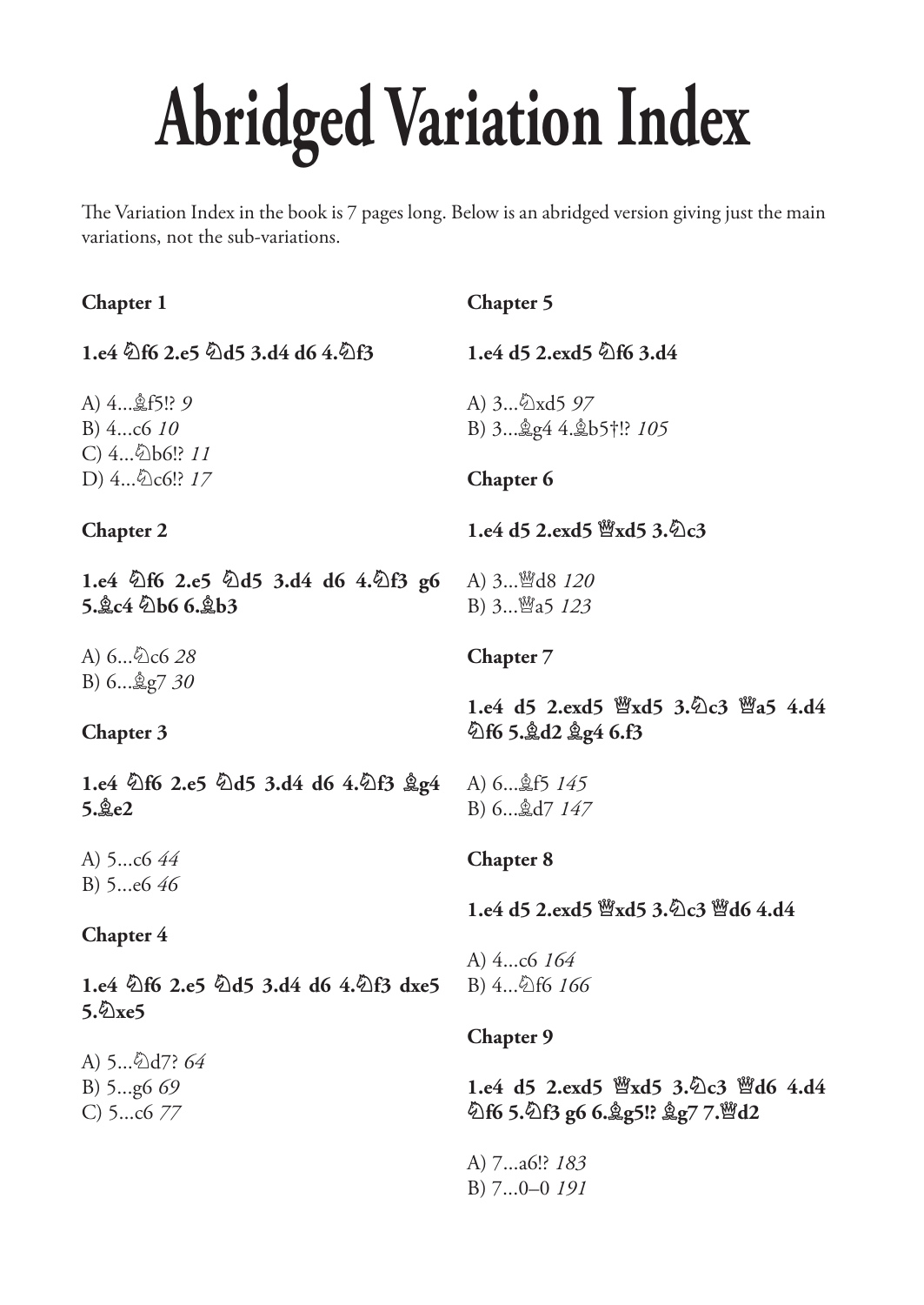# Abridged Variation Index

The Variation Index in the book is 7 pages long. Below is an abridged version giving just the main variations, not the sub-variations.

**Chapter 1**

**1.e4 ♘f6 2.e5 ♘d5 3.d4 d6 4.♘f3**

A) 4...♗f5!? *9*
B) 4...c6 *10*
C) 4...♘b6!? *11*
D) 4...♘c6!? *17*

**Chapter 2**

**1.e4 ♘f6 2.e5 ♘d5 3.d4 d6 4.♘f3 g6 5.♗c4 ♘b6 6.♗b3**

A) 6...♘c6 *28*
B) 6...♗g7 *30*

**Chapter 3**

**1.e4 ♘f6 2.e5 ♘d5 3.d4 d6 4.♘f3 ♗g4 5.♗e2**

A) 5...c6 *44*
B) 5...e6 *46*

**Chapter 4**

**1.e4 ♘f6 2.e5 ♘d5 3.d4 d6 4.♘f3 dxe5 5.♘xe5**

A) 5...♘d7? *64*
B) 5...g6 *69*
C) 5...c6 *77*

**Chapter 5**

**1.e4 d5 2.exd5 ♘f6 3.d4**

A) 3...♘xd5 *97*
B) 3...♗g4 4.♗b5†!? *105*

**Chapter 6**

**1.e4 d5 2.exd5 ♕xd5 3.♘c3**

A) 3...♕d8 *120*
B) 3...♕a5 *123*

**Chapter 7**

**1.e4 d5 2.exd5 ♕xd5 3.♘c3 ♕a5 4.d4 ♘f6 5.♗d2 ♗g4 6.f3**

A) 6...♗f5 *145*
B) 6...♗d7 *147*

**Chapter 8**

**1.e4 d5 2.exd5 ♕xd5 3.♘c3 ♕d6 4.d4**

A) 4...c6 *164*
B) 4...♘f6 *166*

**Chapter 9**

**1.e4 d5 2.exd5 ♕xd5 3.♘c3 ♕d6 4.d4 ♘f6 5.♘f3 g6 6.♗g5!? ♗g7 7.♕d2**

A) 7...a6!? *183*
B) 7...0–0 *191*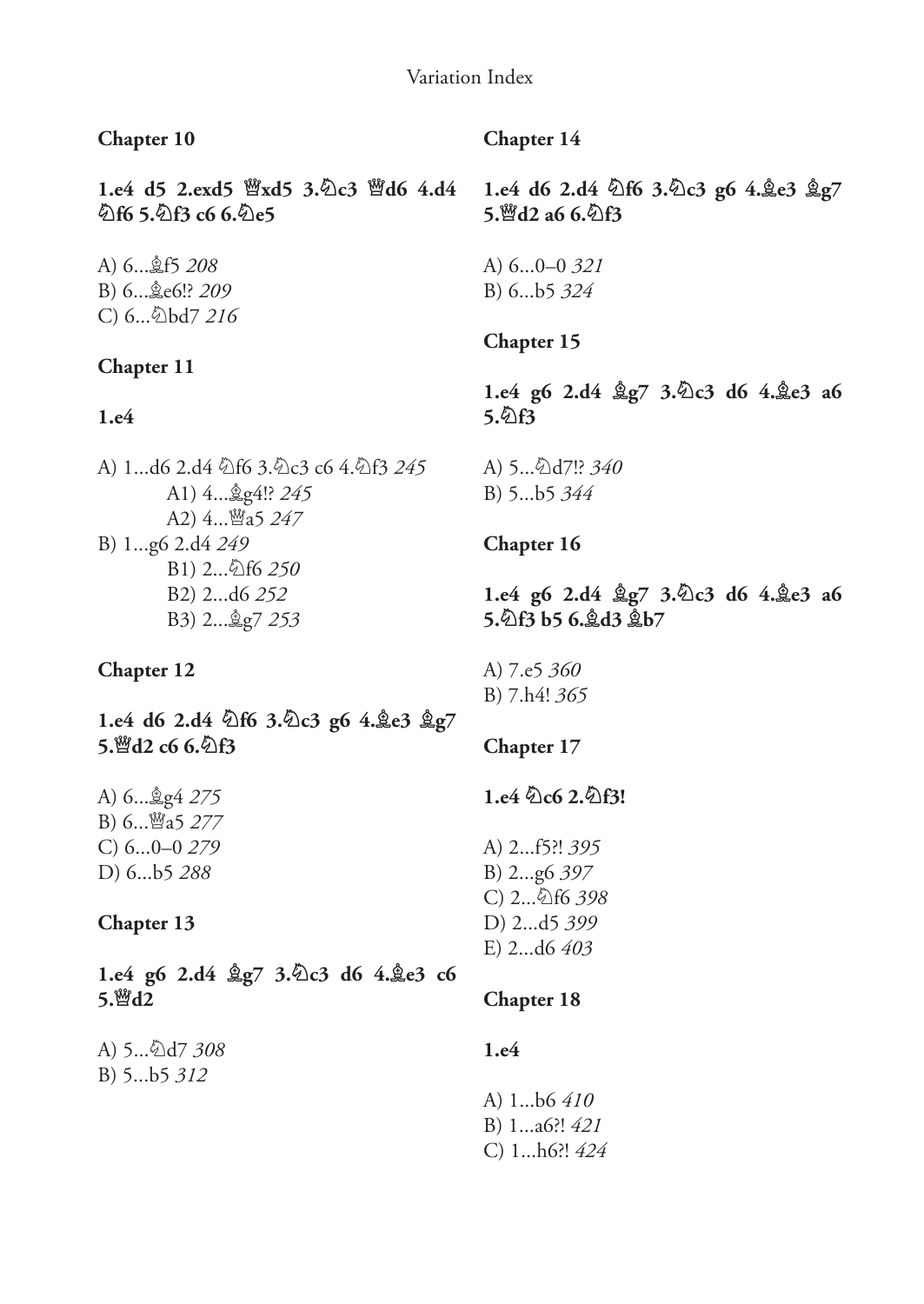## Chapter 10

**1.e4 d5 2.exd5 ♕xd5 3.♘c3 ♕d6 4.d4 ♘f6 5.♘f3 c6 6.♘e5**

A) 6...♗f5 *208*
B) 6...♗e6!? *209*
C) 6...♘bd7 *216*

## Chapter 11

**1.e4**

A) 1...d6 2.d4 ♘f6 3.♘c3 c6 4.♘f3 *245*
  A1) 4...♗g4!? *245*
  A2) 4...♕a5 *247*
B) 1...g6 2.d4 *249*
  B1) 2...♘f6 *250*
  B2) 2...d6 *252*
  B3) 2...♗g7 *253*

## Chapter 12

**1.e4 d6 2.d4 ♘f6 3.♘c3 g6 4.♗e3 ♗g7 5.♕d2 c6 6.♘f3**

A) 6...♗g4 *275*
B) 6...♕a5 *277*
C) 6...0–0 *279*
D) 6...b5 *288*

## Chapter 13

**1.e4 g6 2.d4 ♗g7 3.♘c3 d6 4.♗e3 c6 5.♕d2**

A) 5...♘d7 *308*
B) 5...b5 *312*

## Chapter 14

**1.e4 d6 2.d4 ♘f6 3.♘c3 g6 4.♗e3 ♗g7 5.♕d2 a6 6.♘f3**

A) 6...0–0 *321*
B) 6...b5 *324*

## Chapter 15

**1.e4 g6 2.d4 ♗g7 3.♘c3 d6 4.♗e3 a6 5.♘f3**

A) 5...♘d7!? *340*
B) 5...b5 *344*

## Chapter 16

**1.e4 g6 2.d4 ♗g7 3.♘c3 d6 4.♗e3 a6 5.♘f3 b5 6.♗d3 ♗b7**

A) 7.e5 *360*
B) 7.h4! *365*

## Chapter 17

**1.e4 ♘c6 2.♘f3!**

A) 2...f5?! *395*
B) 2...g6 *397*
C) 2...♘f6 *398*
D) 2...d5 *399*
E) 2...d6 *403*

## Chapter 18

**1.e4**

A) 1...b6 *410*
B) 1...a6?! *421*
C) 1...h6?! *424*